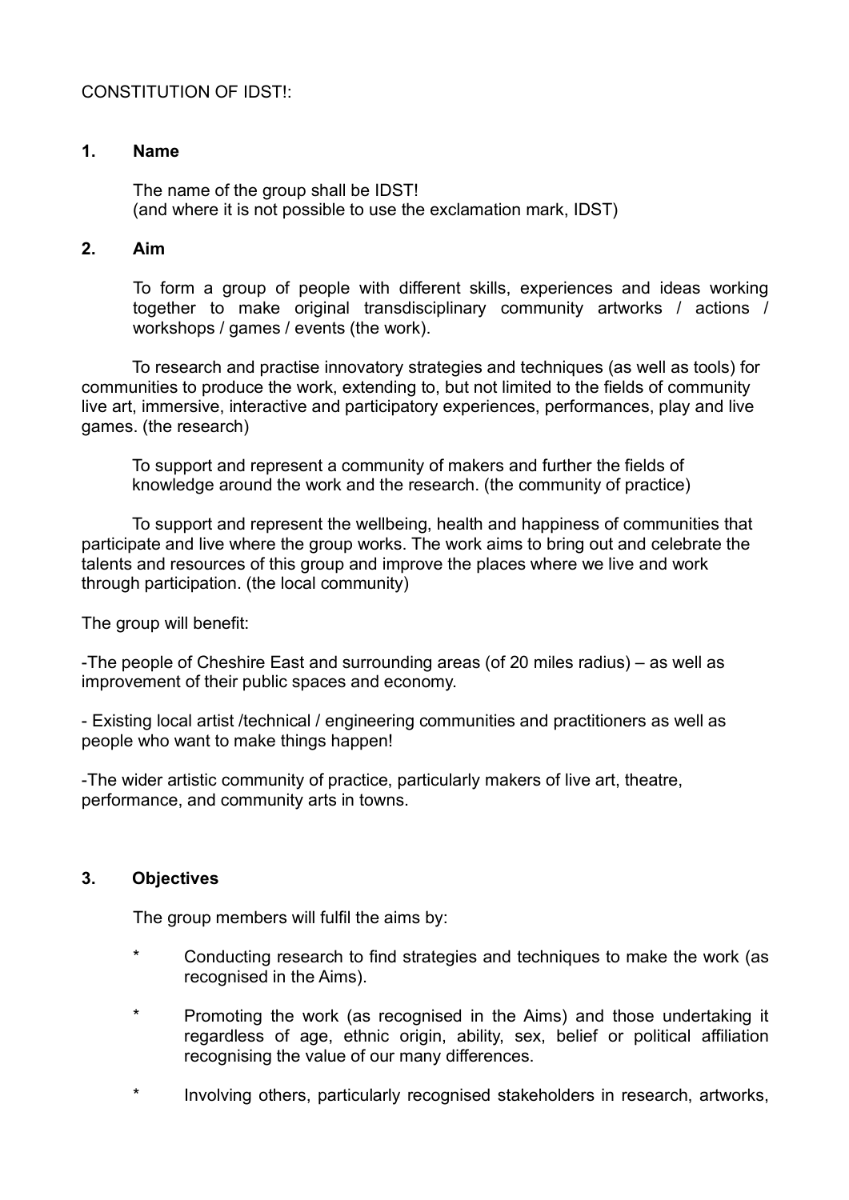CONSTITUTION OF IDST!:

## 1. Name

The name of the group shall be IDST!
(and where it is not possible to use the exclamation mark, IDST)

## 2. Aim

To form a group of people with different skills, experiences and ideas working together to make original transdisciplinary community artworks / actions / workshops / games / events (the work).

To research and practise innovatory strategies and techniques (as well as tools) for communities to produce the work, extending to, but not limited to the fields of community live art, immersive, interactive and participatory experiences, performances, play and live games. (the research)

To support and represent a community of makers and further the fields of knowledge around the work and the research. (the community of practice)

To support and represent the wellbeing, health and happiness of communities that participate and live where the group works. The work aims to bring out and celebrate the talents and resources of this group and improve the places where we live and work through participation. (the local community)

The group will benefit:

-The people of Cheshire East and surrounding areas (of 20 miles radius) – as well as improvement of their public spaces and economy.

- Existing local artist /technical / engineering communities and practitioners as well as people who want to make things happen!

-The wider artistic community of practice, particularly makers of live art, theatre, performance, and community arts in towns.

## 3. Objectives

The group members will fulfil the aims by:

* Conducting research to find strategies and techniques to make the work (as recognised in the Aims).
* Promoting the work (as recognised in the Aims) and those undertaking it regardless of age, ethnic origin, ability, sex, belief or political affiliation recognising the value of our many differences.
* Involving others, particularly recognised stakeholders in research, artworks,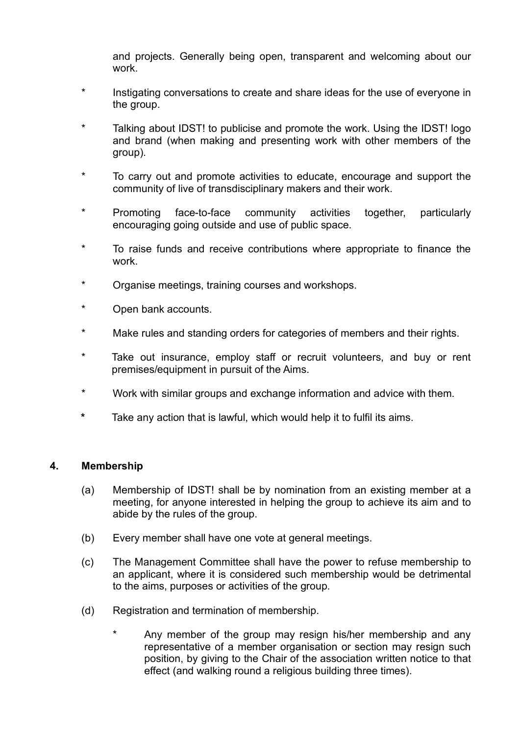and projects. Generally being open, transparent and welcoming about our work.

* Instigating conversations to create and share ideas for the use of everyone in the group.

* Talking about IDST! to publicise and promote the work. Using the IDST! logo and brand (when making and presenting work with other members of the group).

* To carry out and promote activities to educate, encourage and support the community of live of transdisciplinary makers and their work.

* Promoting face-to-face community activities together, particularly encouraging going outside and use of public space.

* To raise funds and receive contributions where appropriate to finance the work.

* Organise meetings, training courses and workshops.

* Open bank accounts.

* Make rules and standing orders for categories of members and their rights.

* Take out insurance, employ staff or recruit volunteers, and buy or rent premises/equipment in pursuit of the Aims.

* Work with similar groups and exchange information and advice with them.

* Take any action that is lawful, which would help it to fulfil its aims.

## 4. Membership

(a) Membership of IDST! shall be by nomination from an existing member at a meeting, for anyone interested in helping the group to achieve its aim and to abide by the rules of the group.

(b) Every member shall have one vote at general meetings.

(c) The Management Committee shall have the power to refuse membership to an applicant, where it is considered such membership would be detrimental to the aims, purposes or activities of the group.

(d) Registration and termination of membership.

   * Any member of the group may resign his/her membership and any representative of a member organisation or section may resign such position, by giving to the Chair of the association written notice to that effect (and walking round a religious building three times).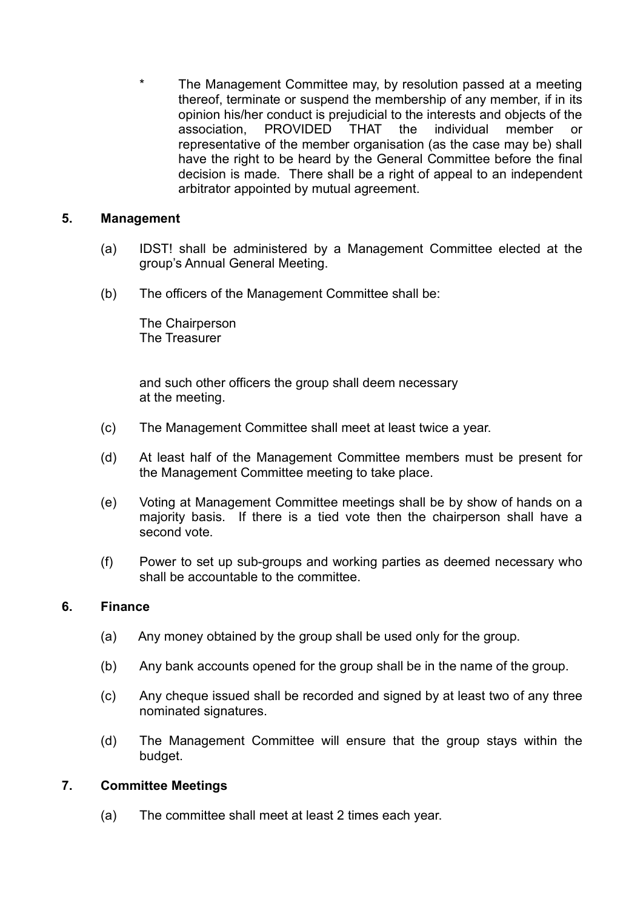* The Management Committee may, by resolution passed at a meeting thereof, terminate or suspend the membership of any member, if in its opinion his/her conduct is prejudicial to the interests and objects of the association, PROVIDED THAT the individual member or representative of the member organisation (as the case may be) shall have the right to be heard by the General Committee before the final decision is made. There shall be a right of appeal to an independent arbitrator appointed by mutual agreement.

## 5. Management

(a) IDST! shall be administered by a Management Committee elected at the group's Annual General Meeting.

(b) The officers of the Management Committee shall be:

The Chairperson
The Treasurer

and such other officers the group shall deem necessary at the meeting.

(c) The Management Committee shall meet at least twice a year.

(d) At least half of the Management Committee members must be present for the Management Committee meeting to take place.

(e) Voting at Management Committee meetings shall be by show of hands on a majority basis. If there is a tied vote then the chairperson shall have a second vote.

(f) Power to set up sub-groups and working parties as deemed necessary who shall be accountable to the committee.

## 6. Finance

(a) Any money obtained by the group shall be used only for the group.

(b) Any bank accounts opened for the group shall be in the name of the group.

(c) Any cheque issued shall be recorded and signed by at least two of any three nominated signatures.

(d) The Management Committee will ensure that the group stays within the budget.

## 7. Committee Meetings

(a) The committee shall meet at least 2 times each year.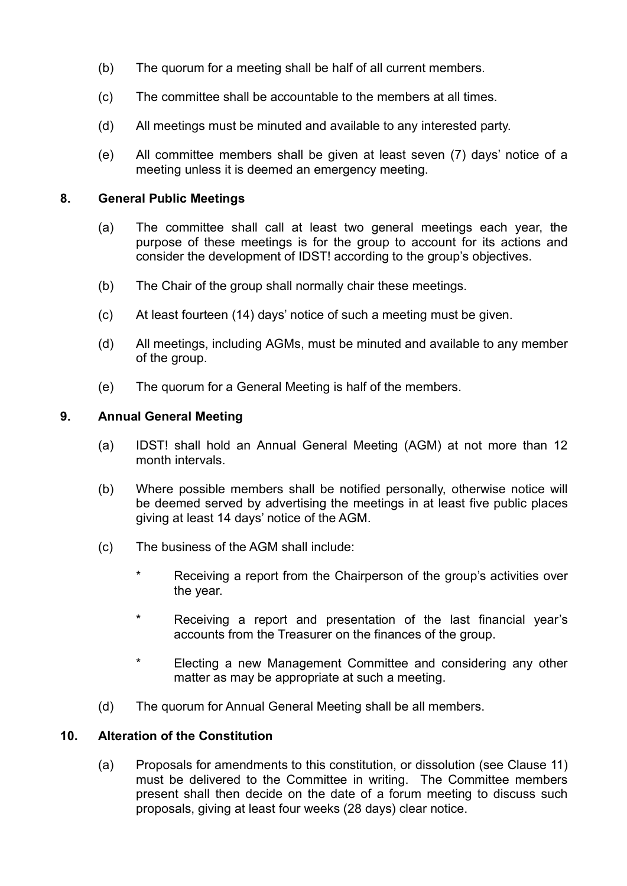(b) The quorum for a meeting shall be half of all current members.

(c) The committee shall be accountable to the members at all times.

(d) All meetings must be minuted and available to any interested party.

(e) All committee members shall be given at least seven (7) days' notice of a meeting unless it is deemed an emergency meeting.

## 8. General Public Meetings

(a) The committee shall call at least two general meetings each year, the purpose of these meetings is for the group to account for its actions and consider the development of IDST! according to the group's objectives.

(b) The Chair of the group shall normally chair these meetings.

(c) At least fourteen (14) days' notice of such a meeting must be given.

(d) All meetings, including AGMs, must be minuted and available to any member of the group.

(e) The quorum for a General Meeting is half of the members.

## 9. Annual General Meeting

(a) IDST! shall hold an Annual General Meeting (AGM) at not more than 12 month intervals.

(b) Where possible members shall be notified personally, otherwise notice will be deemed served by advertising the meetings in at least five public places giving at least 14 days' notice of the AGM.

(c) The business of the AGM shall include:

- Receiving a report from the Chairperson of the group's activities over the year.
- Receiving a report and presentation of the last financial year's accounts from the Treasurer on the finances of the group.
- Electing a new Management Committee and considering any other matter as may be appropriate at such a meeting.

(d) The quorum for Annual General Meeting shall be all members.

## 10. Alteration of the Constitution

(a) Proposals for amendments to this constitution, or dissolution (see Clause 11) must be delivered to the Committee in writing. The Committee members present shall then decide on the date of a forum meeting to discuss such proposals, giving at least four weeks (28 days) clear notice.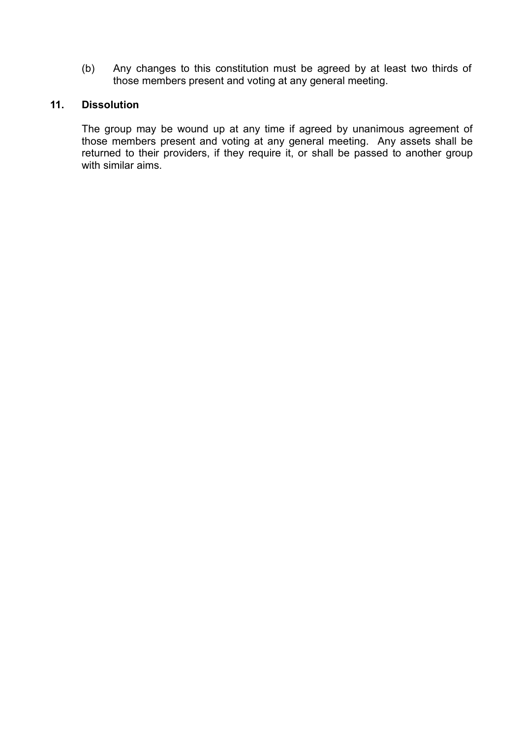(b) Any changes to this constitution must be agreed by at least two thirds of those members present and voting at any general meeting.

## 11. Dissolution

The group may be wound up at any time if agreed by unanimous agreement of those members present and voting at any general meeting. Any assets shall be returned to their providers, if they require it, or shall be passed to another group with similar aims.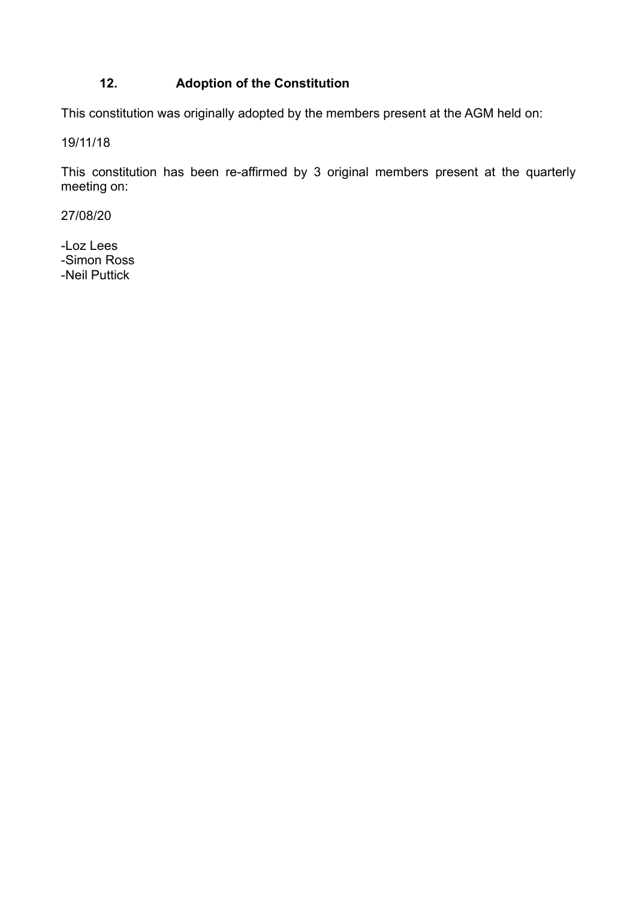## 12. Adoption of the Constitution

This constitution was originally adopted by the members present at the AGM held on:

19/11/18

This constitution has been re-affirmed by 3 original members present at the quarterly meeting on:

27/08/20

-Loz Lees
-Simon Ross
-Neil Puttick